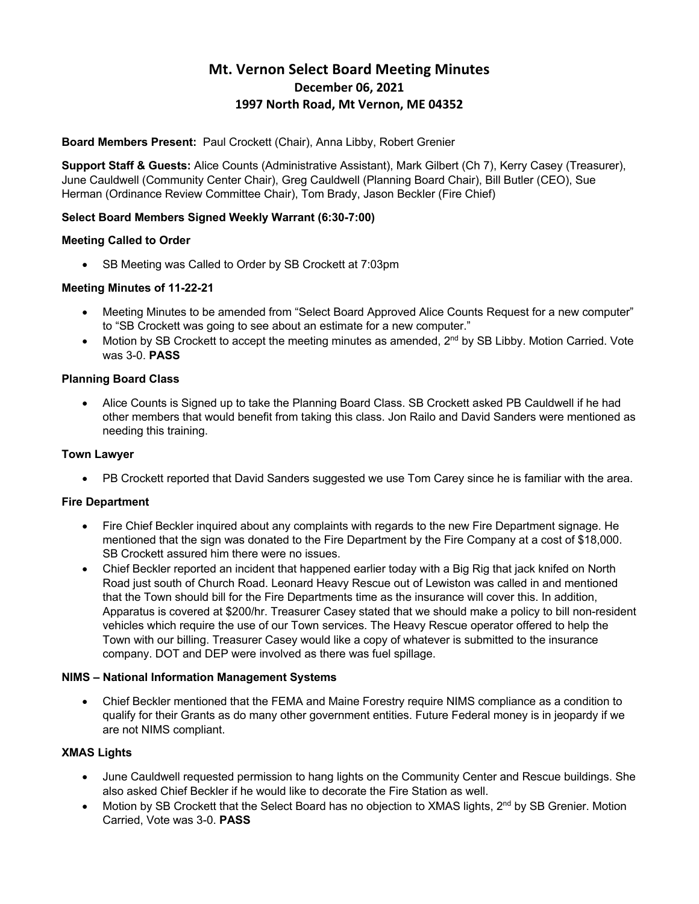# Mt. Vernon Select Board Meeting Minutes

## December 06, 2021

## 1997 North Road, Mt Vernon, ME 04352

**Board Members Present:** Paul Crockett (Chair), Anna Libby, Robert Grenier

**Support Staff & Guests:** Alice Counts (Administrative Assistant), Mark Gilbert (Ch 7), Kerry Casey (Treasurer), June Cauldwell (Community Center Chair), Greg Cauldwell (Planning Board Chair), Bill Butler (CEO), Sue Herman (Ordinance Review Committee Chair), Tom Brady, Jason Beckler (Fire Chief)

**Select Board Members Signed Weekly Warrant (6:30-7:00)**

**Meeting Called to Order**

- SB Meeting was Called to Order by SB Crockett at 7:03pm

**Meeting Minutes of 11-22-21**

- Meeting Minutes to be amended from "Select Board Approved Alice Counts Request for a new computer" to "SB Crockett was going to see about an estimate for a new computer."
- Motion by SB Crockett to accept the meeting minutes as amended, 2nd by SB Libby. Motion Carried. Vote was 3-0. **PASS**

**Planning Board Class**

- Alice Counts is Signed up to take the Planning Board Class. SB Crockett asked PB Cauldwell if he had other members that would benefit from taking this class. Jon Railo and David Sanders were mentioned as needing this training.

**Town Lawyer**

- PB Crockett reported that David Sanders suggested we use Tom Carey since he is familiar with the area.

**Fire Department**

- Fire Chief Beckler inquired about any complaints with regards to the new Fire Department signage. He mentioned that the sign was donated to the Fire Department by the Fire Company at a cost of $18,000. SB Crockett assured him there were no issues.
- Chief Beckler reported an incident that happened earlier today with a Big Rig that jack knifed on North Road just south of Church Road. Leonard Heavy Rescue out of Lewiston was called in and mentioned that the Town should bill for the Fire Departments time as the insurance will cover this. In addition, Apparatus is covered at $200/hr. Treasurer Casey stated that we should make a policy to bill non-resident vehicles which require the use of our Town services. The Heavy Rescue operator offered to help the Town with our billing. Treasurer Casey would like a copy of whatever is submitted to the insurance company. DOT and DEP were involved as there was fuel spillage.

**NIMS – National Information Management Systems**

- Chief Beckler mentioned that the FEMA and Maine Forestry require NIMS compliance as a condition to qualify for their Grants as do many other government entities. Future Federal money is in jeopardy if we are not NIMS compliant.

**XMAS Lights**

- June Cauldwell requested permission to hang lights on the Community Center and Rescue buildings. She also asked Chief Beckler if he would like to decorate the Fire Station as well.
- Motion by SB Crockett that the Select Board has no objection to XMAS lights, 2nd by SB Grenier. Motion Carried, Vote was 3-0. **PASS**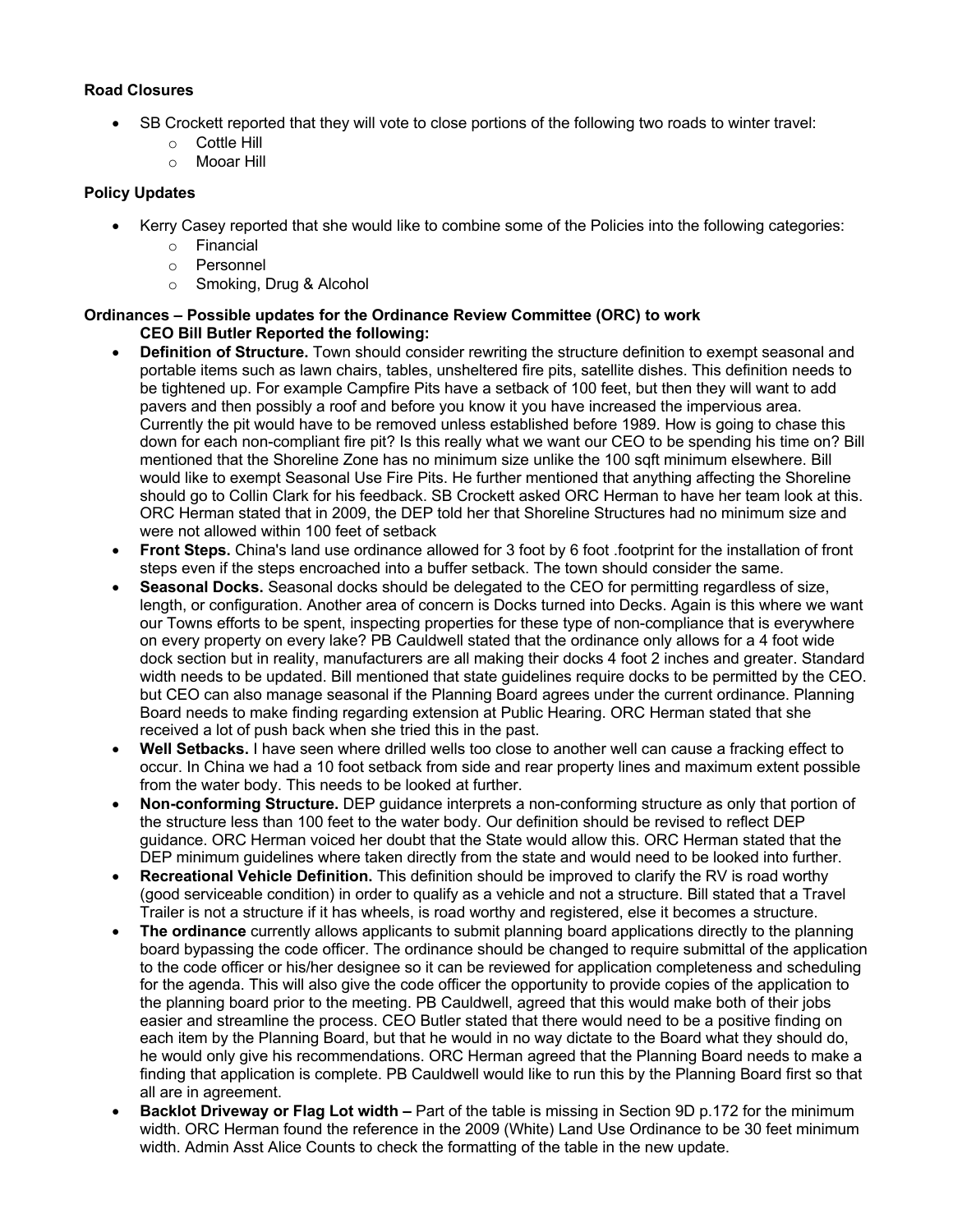**Road Closures**

- SB Crockett reported that they will vote to close portions of the following two roads to winter travel:
  - Cottle Hill
  - Mooar Hill

**Policy Updates**

- Kerry Casey reported that she would like to combine some of the Policies into the following categories:
  - Financial
  - Personnel
  - Smoking, Drug & Alcohol

**Ordinances – Possible updates for the Ordinance Review Committee (ORC) to work**

**CEO Bill Butler Reported the following:**

- **Definition of Structure.** Town should consider rewriting the structure definition to exempt seasonal and portable items such as lawn chairs, tables, unsheltered fire pits, satellite dishes. This definition needs to be tightened up. For example Campfire Pits have a setback of 100 feet, but then they will want to add pavers and then possibly a roof and before you know it you have increased the impervious area. Currently the pit would have to be removed unless established before 1989. How is going to chase this down for each non-compliant fire pit? Is this really what we want our CEO to be spending his time on? Bill mentioned that the Shoreline Zone has no minimum size unlike the 100 sqft minimum elsewhere. Bill would like to exempt Seasonal Use Fire Pits. He further mentioned that anything affecting the Shoreline should go to Collin Clark for his feedback. SB Crockett asked ORC Herman to have her team look at this. ORC Herman stated that in 2009, the DEP told her that Shoreline Structures had no minimum size and were not allowed within 100 feet of setback
- **Front Steps.** China's land use ordinance allowed for 3 foot by 6 foot .footprint for the installation of front steps even if the steps encroached into a buffer setback. The town should consider the same.
- **Seasonal Docks.** Seasonal docks should be delegated to the CEO for permitting regardless of size, length, or configuration. Another area of concern is Docks turned into Decks. Again is this where we want our Towns efforts to be spent, inspecting properties for these type of non-compliance that is everywhere on every property on every lake? PB Cauldwell stated that the ordinance only allows for a 4 foot wide dock section but in reality, manufacturers are all making their docks 4 foot 2 inches and greater. Standard width needs to be updated. Bill mentioned that state guidelines require docks to be permitted by the CEO. but CEO can also manage seasonal if the Planning Board agrees under the current ordinance. Planning Board needs to make finding regarding extension at Public Hearing. ORC Herman stated that she received a lot of push back when she tried this in the past.
- **Well Setbacks.** I have seen where drilled wells too close to another well can cause a fracking effect to occur. In China we had a 10 foot setback from side and rear property lines and maximum extent possible from the water body. This needs to be looked at further.
- **Non-conforming Structure.** DEP guidance interprets a non-conforming structure as only that portion of the structure less than 100 feet to the water body. Our definition should be revised to reflect DEP guidance. ORC Herman voiced her doubt that the State would allow this. ORC Herman stated that the DEP minimum guidelines where taken directly from the state and would need to be looked into further.
- **Recreational Vehicle Definition.** This definition should be improved to clarify the RV is road worthy (good serviceable condition) in order to qualify as a vehicle and not a structure. Bill stated that a Travel Trailer is not a structure if it has wheels, is road worthy and registered, else it becomes a structure.
- **The ordinance** currently allows applicants to submit planning board applications directly to the planning board bypassing the code officer. The ordinance should be changed to require submittal of the application to the code officer or his/her designee so it can be reviewed for application completeness and scheduling for the agenda. This will also give the code officer the opportunity to provide copies of the application to the planning board prior to the meeting. PB Cauldwell, agreed that this would make both of their jobs easier and streamline the process. CEO Butler stated that there would need to be a positive finding on each item by the Planning Board, but that he would in no way dictate to the Board what they should do, he would only give his recommendations. ORC Herman agreed that the Planning Board needs to make a finding that application is complete. PB Cauldwell would like to run this by the Planning Board first so that all are in agreement.
- **Backlot Driveway or Flag Lot width –** Part of the table is missing in Section 9D p.172 for the minimum width. ORC Herman found the reference in the 2009 (White) Land Use Ordinance to be 30 feet minimum width. Admin Asst Alice Counts to check the formatting of the table in the new update.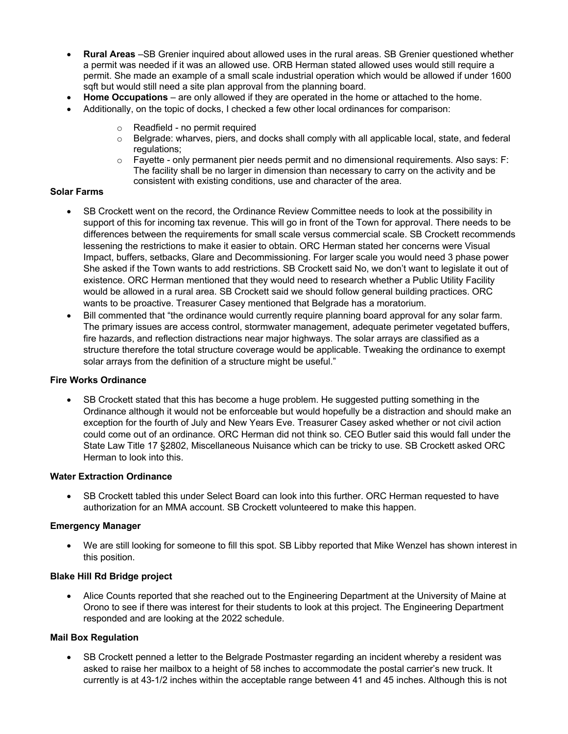- **Rural Areas** –SB Grenier inquired about allowed uses in the rural areas. SB Grenier questioned whether a permit was needed if it was an allowed use. ORB Herman stated allowed uses would still require a permit. She made an example of a small scale industrial operation which would be allowed if under 1600 sqft but would still need a site plan approval from the planning board.
- **Home Occupations** – are only allowed if they are operated in the home or attached to the home.
- Additionally, on the topic of docks, I checked a few other local ordinances for comparison:
    - Readfield - no permit required
    - Belgrade: wharves, piers, and docks shall comply with all applicable local, state, and federal regulations;
    - Fayette - only permanent pier needs permit and no dimensional requirements. Also says: F: The facility shall be no larger in dimension than necessary to carry on the activity and be consistent with existing conditions, use and character of the area.

**Solar Farms**

- SB Crockett went on the record, the Ordinance Review Committee needs to look at the possibility in support of this for incoming tax revenue. This will go in front of the Town for approval. There needs to be differences between the requirements for small scale versus commercial scale. SB Crockett recommends lessening the restrictions to make it easier to obtain. ORC Herman stated her concerns were Visual Impact, buffers, setbacks, Glare and Decommissioning. For larger scale you would need 3 phase power She asked if the Town wants to add restrictions. SB Crockett said No, we don't want to legislate it out of existence. ORC Herman mentioned that they would need to research whether a Public Utility Facility would be allowed in a rural area. SB Crockett said we should follow general building practices. ORC wants to be proactive. Treasurer Casey mentioned that Belgrade has a moratorium.
- Bill commented that "the ordinance would currently require planning board approval for any solar farm. The primary issues are access control, stormwater management, adequate perimeter vegetated buffers, fire hazards, and reflection distractions near major highways. The solar arrays are classified as a structure therefore the total structure coverage would be applicable. Tweaking the ordinance to exempt solar arrays from the definition of a structure might be useful."

**Fire Works Ordinance**

- SB Crockett stated that this has become a huge problem. He suggested putting something in the Ordinance although it would not be enforceable but would hopefully be a distraction and should make an exception for the fourth of July and New Years Eve. Treasurer Casey asked whether or not civil action could come out of an ordinance. ORC Herman did not think so. CEO Butler said this would fall under the State Law Title 17 §2802, Miscellaneous Nuisance which can be tricky to use. SB Crockett asked ORC Herman to look into this.

**Water Extraction Ordinance**

- SB Crockett tabled this under Select Board can look into this further. ORC Herman requested to have authorization for an MMA account. SB Crockett volunteered to make this happen.

**Emergency Manager**

- We are still looking for someone to fill this spot. SB Libby reported that Mike Wenzel has shown interest in this position.

**Blake Hill Rd Bridge project**

- Alice Counts reported that she reached out to the Engineering Department at the University of Maine at Orono to see if there was interest for their students to look at this project. The Engineering Department responded and are looking at the 2022 schedule.

**Mail Box Regulation**

- SB Crockett penned a letter to the Belgrade Postmaster regarding an incident whereby a resident was asked to raise her mailbox to a height of 58 inches to accommodate the postal carrier's new truck. It currently is at 43-1/2 inches within the acceptable range between 41 and 45 inches. Although this is not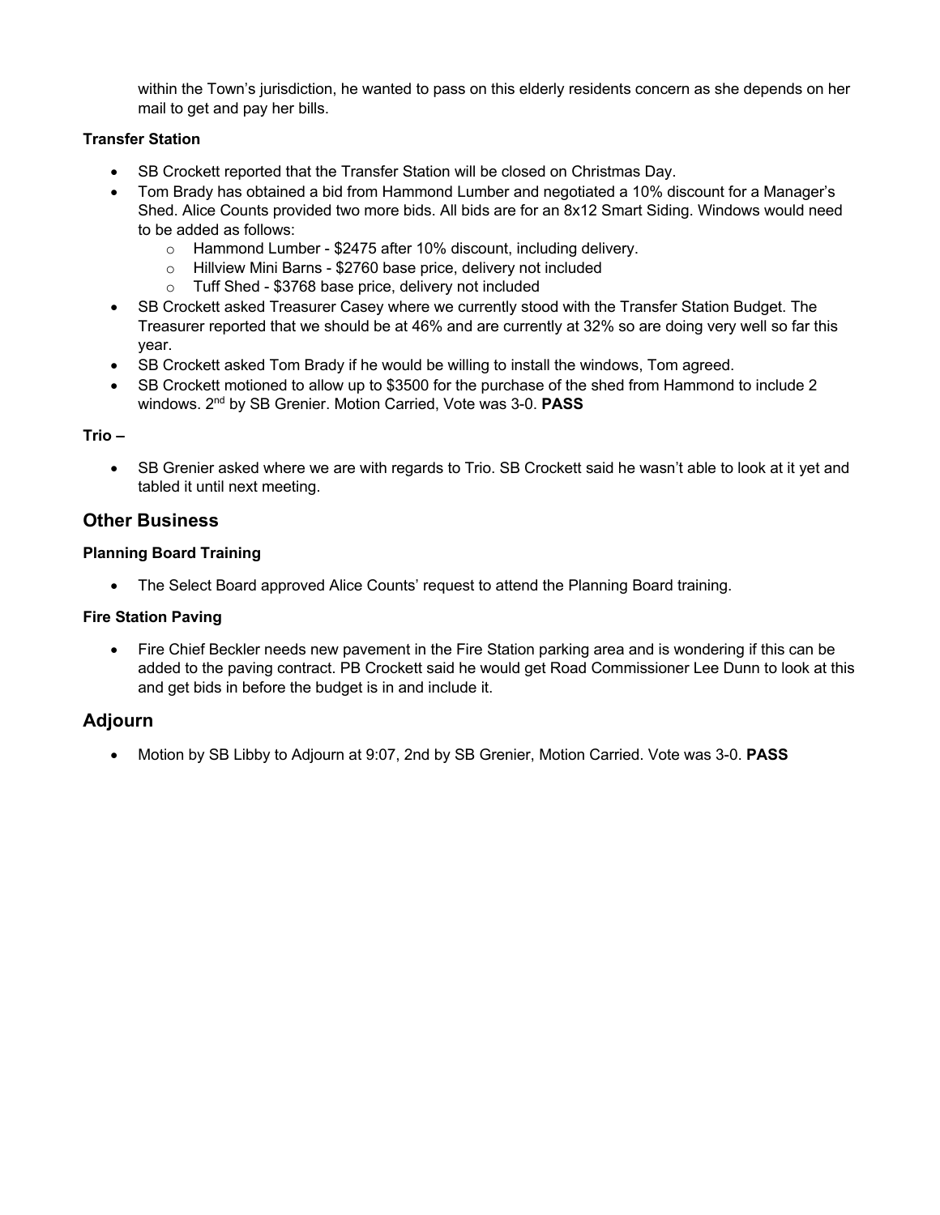within the Town's jurisdiction, he wanted to pass on this elderly residents concern as she depends on her mail to get and pay her bills.

**Transfer Station**

- SB Crockett reported that the Transfer Station will be closed on Christmas Day.
- Tom Brady has obtained a bid from Hammond Lumber and negotiated a 10% discount for a Manager's Shed. Alice Counts provided two more bids. All bids are for an 8x12 Smart Siding. Windows would need to be added as follows:
  - Hammond Lumber - $2475 after 10% discount, including delivery.
  - Hillview Mini Barns - $2760 base price, delivery not included
  - Tuff Shed - $3768 base price, delivery not included
- SB Crockett asked Treasurer Casey where we currently stood with the Transfer Station Budget. The Treasurer reported that we should be at 46% and are currently at 32% so are doing very well so far this year.
- SB Crockett asked Tom Brady if he would be willing to install the windows, Tom agreed.
- SB Crockett motioned to allow up to $3500 for the purchase of the shed from Hammond to include 2 windows. 2nd by SB Grenier. Motion Carried, Vote was 3-0. **PASS**

**Trio –**

- SB Grenier asked where we are with regards to Trio. SB Crockett said he wasn't able to look at it yet and tabled it until next meeting.

## Other Business

**Planning Board Training**

- The Select Board approved Alice Counts' request to attend the Planning Board training.

**Fire Station Paving**

- Fire Chief Beckler needs new pavement in the Fire Station parking area and is wondering if this can be added to the paving contract. PB Crockett said he would get Road Commissioner Lee Dunn to look at this and get bids in before the budget is in and include it.

## Adjourn

- Motion by SB Libby to Adjourn at 9:07, 2nd by SB Grenier, Motion Carried. Vote was 3-0. **PASS**